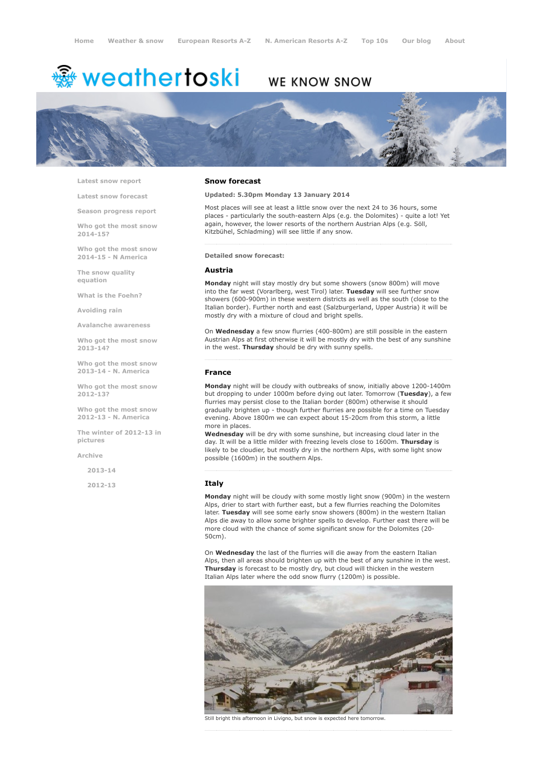Home | Weather & snow | European Resorts A-Z | N. American Resorts A-Z | Top 10s | Our blog | About

weathertoski

WE KNOW SNOW

- Latest snow report
- Latest snow forecast
- Season progress report
- Who got the most snow 2014-15?
- Who got the most snow 2014-15 - N America
- The snow quality equation
- What is the Foehn?
- Avoiding rain
- Avalanche awareness
- Who got the most snow 2013-14?
- Who got the most snow 2013-14 - N. America
- Who got the most snow 2012-13?
- Who got the most snow 2012-13 - N. America
- The winter of 2012-13 in pictures
- Archive
  - 2013-14
  - 2012-13

## Snow forecast

**Updated: 5.30pm Monday 13 January 2014**

Most places will see at least a little snow over the next 24 to 36 hours, some places - particularly the south-eastern Alps (e.g. the Dolomites) - quite a lot! Yet again, however, the lower resorts of the northern Austrian Alps (e.g. Söll, Kitzbühel, Schladming) will see little if any snow.

**Detailed snow forecast:**

### Austria

**Monday** night will stay mostly dry but some showers (snow 800m) will move into the far west (Vorarlberg, west Tirol) later. **Tuesday** will see further snow showers (600-900m) in these western districts as well as the south (close to the Italian border). Further north and east (Salzburgerland, Upper Austria) it will be mostly dry with a mixture of cloud and bright spells.

On **Wednesday** a few snow flurries (400-800m) are still possible in the eastern Austrian Alps at first otherwise it will be mostly dry with the best of any sunshine in the west. **Thursday** should be dry with sunny spells.

### France

**Monday** night will be cloudy with outbreaks of snow, initially above 1200-1400m but dropping to under 1000m before dying out later. Tomorrow (**Tuesday**), a few flurries may persist close to the Italian border (800m) otherwise it should gradually brighten up - though further flurries are possible for a time on Tuesday evening. Above 1800m we can expect about 15-20cm from this storm, a little more in places.

**Wednesday** will be dry with some sunshine, but increasing cloud later in the day. It will be a little milder with freezing levels close to 1600m. **Thursday** is likely to be cloudier, but mostly dry in the northern Alps, with some light snow possible (1600m) in the southern Alps.

### Italy

**Monday** night will be cloudy with some mostly light snow (900m) in the western Alps, drier to start with further east, but a few flurries reaching the Dolomites later. **Tuesday** will see some early snow showers (800m) in the western Italian Alps die away to allow some brighter spells to develop. Further east there will be more cloud with the chance of some significant snow for the Dolomites (20-50cm).

On **Wednesday** the last of the flurries will die away from the eastern Italian Alps, then all areas should brighten up with the best of any sunshine in the west. **Thursday** is forecast to be mostly dry, but cloud will thicken in the western Italian Alps later where the odd snow flurry (1200m) is possible.

Still bright this afternoon in Livigno, but snow is expected here tomorrow.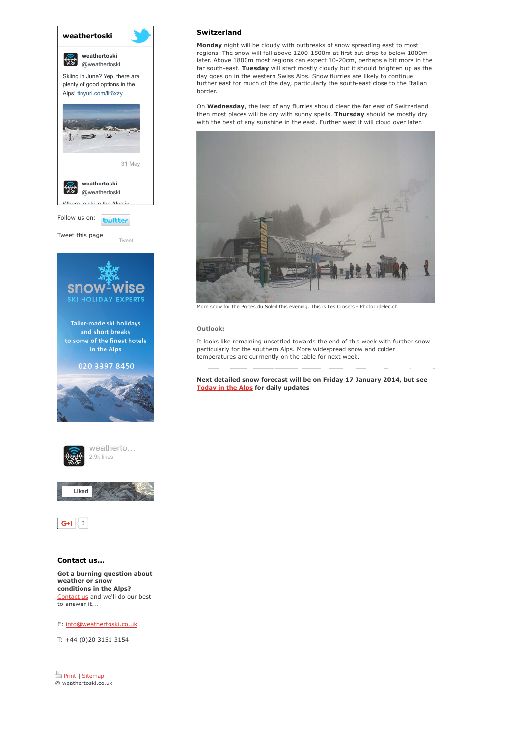weathertoski

weathertoski @weathertoski

Skiing in June? Yep, there are plenty of good options in the Alps! tinyurl.com/llt6xzy

31 May

weathertoski @weathertoski

Follow us on:

Tweet this page

Tweet

snow-wise SKI HOLIDAY EXPERTS

Tailor-made ski holidays and short breaks to some of the finest hotels in the Alps

020 3397 8450

weatherto… 2.9k likes

Liked

G+1 0

## Switzerland

**Monday** night will be cloudy with outbreaks of snow spreading east to most regions. The snow will fall above 1200-1500m at first but drop to below 1000m later. Above 1800m most regions can expect 10-20cm, perhaps a bit more in the far south-east. **Tuesday** will start mostly cloudy but it should brighten up as the day goes on in the western Swiss Alps. Snow flurries are likely to continue further east for much of the day, particularly the south-east close to the Italian border.

On **Wednesday**, the last of any flurries should clear the far east of Switzerland then most places will be dry with sunny spells. **Thursday** should be mostly dry with the best of any sunshine in the east. Further west it will cloud over later.

More snow for the Portes du Soleil this evening. This is Les Crosets - Photo: idelec.ch

**Outlook:**

It looks like remaining unsettled towards the end of this week with further snow particularly for the southern Alps. More widespread snow and colder temperatures are currnently on the table for next week.

**Next detailed snow forecast will be on Friday 17 January 2014, but see Today in the Alps for daily updates**

### Contact us...

**Got a burning question about weather or snow conditions in the Alps?**
Contact us and we'll do our best to answer it...

E: info@weathertoski.co.uk

T: +44 (0)20 3151 3154

Print | Sitemap
© weathertoski.co.uk